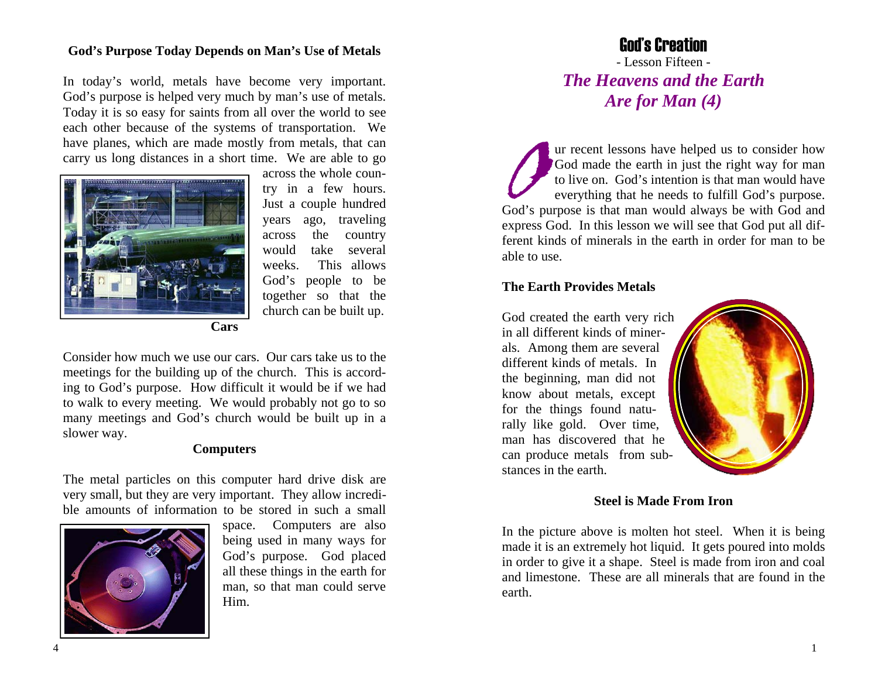# God's Creation

- Lesson Fifteen -

## *The Heavens and the Earth Are for Man (4)*

Our recent lessons have helped us to consider how God made the earth in just the right way for man to live on. God's intention is that man would have everything that he needs to fulfill God's purpose. God's purpose is that man would always be with God and express God. In this lesson we will see that God put all different kinds of minerals in the earth in order for man to be able to use.

### The Earth Provides Metals

God created the earth very rich in all different kinds of minerals. Among them are several different kinds of metals. In the beginning, man did not know about metals, except for the things found naturally like gold. Over time, man has discovered that he can produce metals from substances in the earth.

### Steel is Made From Iron

In the picture above is molten hot steel. When it is being made it is an extremely hot liquid. It gets poured into molds in order to give it a shape. Steel is made from iron and coal and limestone. These are all minerals that are found in the earth.

### God's Purpose Today Depends on Man's Use of Metals

In today's world, metals have become very important. God's purpose is helped very much by man's use of metals. Today it is so easy for saints from all over the world to see each other because of the systems of transportation. We have planes, which are made mostly from metals, that can carry us long distances in a short time. We are able to go across the whole country in a few hours. Just a couple hundred years ago, traveling across the country would take several weeks. This allows God's people to be together so that the church can be built up.

### Cars

Consider how much we use our cars. Our cars take us to the meetings for the building up of the church. This is according to God's purpose. How difficult it would be if we had to walk to every meeting. We would probably not go to so many meetings and God's church would be built up in a slower way.

### Computers

The metal particles on this computer hard drive disk are very small, but they are very important. They allow incredible amounts of information to be stored in such a small space. Computers are also being used in many ways for God's purpose. God placed all these things in the earth for man, so that man could serve Him.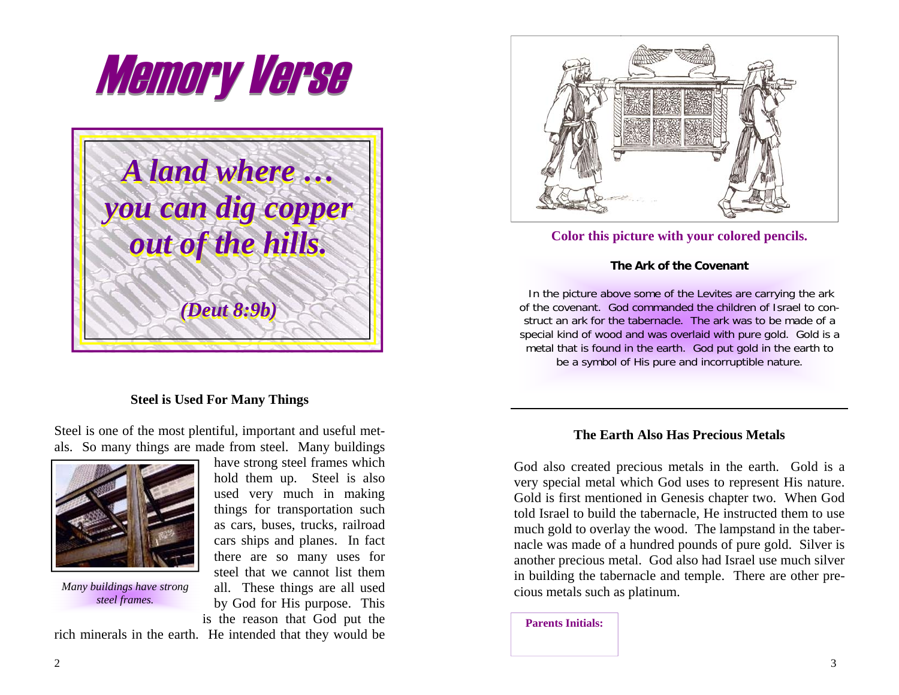# Memory Verse

***A land where … you can dig copper out of the hills.***

***(Deut 8:9b)***

**Steel is Used For Many Things**

Steel is one of the most plentiful, important and useful metals. So many things are made from steel. Many buildings have strong steel frames which hold them up. Steel is also used very much in making things for transportation such as cars, buses, trucks, railroad cars ships and planes. In fact there are so many uses for steel that we cannot list them all. These things are all used by God for His purpose. This is the reason that God put the rich minerals in the earth. He intended that they would be

*Many buildings have strong steel frames.*

**Color this picture with your colored pencils.**

**The Ark of the Covenant**

In the picture above some of the Levites are carrying the ark of the covenant. God commanded the children of Israel to construct an ark for the tabernacle. The ark was to be made of a special kind of wood and was overlaid with pure gold. Gold is a metal that is found in the earth. God put gold in the earth to be a symbol of His pure and incorruptible nature.

**The Earth Also Has Precious Metals**

God also created precious metals in the earth. Gold is a very special metal which God uses to represent His nature. Gold is first mentioned in Genesis chapter two. When God told Israel to build the tabernacle, He instructed them to use much gold to overlay the wood. The lampstand in the tabernacle was made of a hundred pounds of pure gold. Silver is another precious metal. God also had Israel use much silver in building the tabernacle and temple. There are other precious metals such as platinum.

**Parents Initials:**